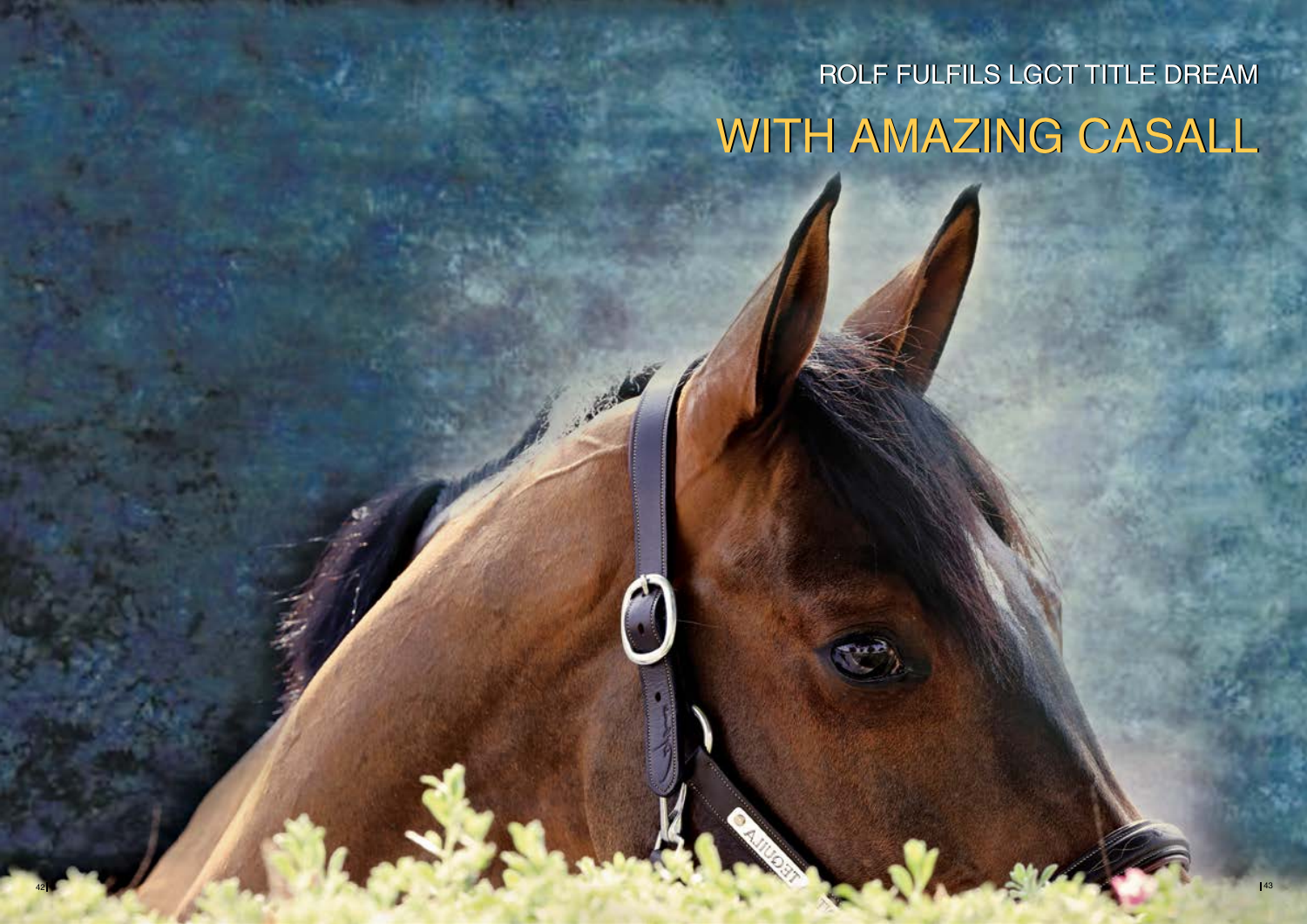ROLF FULFILS LGCT TITLE DREAM

# WITH AMAZING CASALL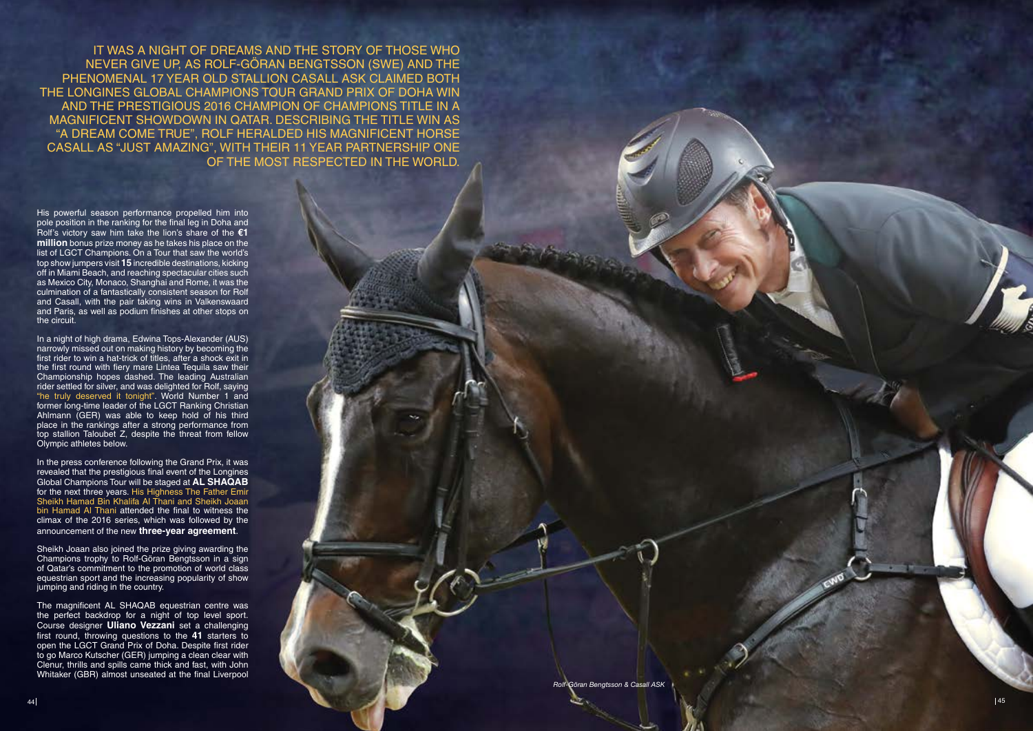IT WAS A NIGHT OF DREAMS AND THE STORY OF THOSE WHO NEVER GIVE UP, AS ROLF-GÖRAN BENGTSSON (SWE) AND THE PHENOMENAL 17 YEAR OLD STALLION CASALL ASK CLAIMED BOTH THE LONGINES GLOBAL CHAMPIONS TOUR GRAND PRIX OF DOHA WIN AND THE PRESTIGIOUS 2016 CHAMPION OF CHAMPIONS TITLE IN A MAGNIFICENT SHOWDOWN IN QATAR. DESCRIBING THE TITLE WIN AS "A DREAM COME TRUE", ROLF HERALDED HIS MAGNIFICENT HORSE CASALL AS "JUST AMAZING", WITH THEIR 11 YEAR PARTNERSHIP ONE OF THE MOST RESPECTED IN THE WORLD.

His powerful season performance propelled him into pole position in the ranking for the final leg in Doha and Rolf's victory saw him take the lion's share of the **€1 million** bonus prize money as he takes his place on the list of LGCT Champions. On a Tour that saw the world's top show jumpers visit **15** incredible destinations, kicking off in Miami Beach, and reaching spectacular cities such as Mexico City, Monaco, Shanghai and Rome, it was the culmination of a fantastically consistent season for Rolf and Casall, with the pair taking wins in Valkenswaard and Paris, as well as podium finishes at other stops on the circuit.

In a night of high drama, Edwina Tops-Alexander (AUS) narrowly missed out on making history by becoming the first rider to win a hat-trick of titles, after a shock exit in the first round with fiery mare Lintea Tequila saw their Championship hopes dashed. The leading Australian rider settled for silver, and was delighted for Rolf, saying "he truly deserved it tonight". World Number 1 and former long-time leader of the LGCT Ranking Christian Ahlmann (GER) was able to keep hold of his third place in the rankings after a strong performance from top stallion Taloubet Z, despite the threat from fellow Olympic athletes below.

In the press conference following the Grand Prix, it was revealed that the prestigious final event of the Longines Global Champions Tour will be staged at **AL SHAQAB** for the next three years. His Highness The Father Emir Sheikh Hamad Bin Khalifa Al Thani and Sheikh Joaan bin Hamad Al Thani attended the final to witness the climax of the 2016 series, which was followed by the announcement of the new **three-year agreement**.

Sheikh Joaan also joined the prize giving awarding the Champions trophy to Rolf-Göran Bengtsson in a sign of Qatar's commitment to the promotion of world class equestrian sport and the increasing popularity of show jumping and riding in the country.

The magnificent AL SHAQAB equestrian centre was the perfect backdrop for a night of top level sport. Course designer **Uliano Vezzani** set a challenging first round, throwing questions to the **41** starters to open the LGCT Grand Prix of Doha. Despite first rider to go Marco Kutscher (GER) jumping a clean clear with Clenur, thrills and spills came thick and fast, with John Whitaker (GBR) almost unseated at the final Liverpool

*Rolf-Göran Bengtsson & Casall ASK*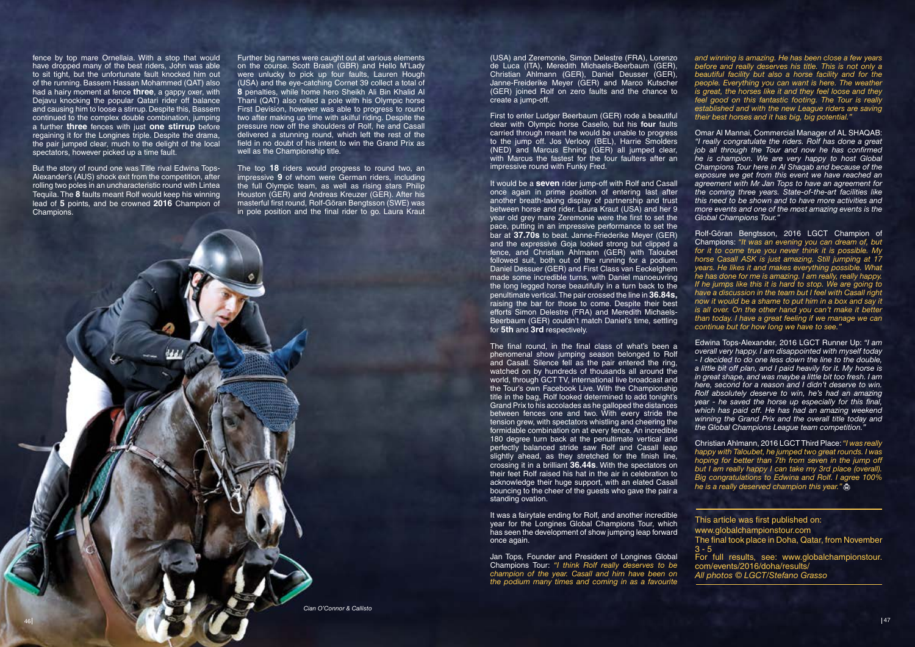fence by top mare Ornellaia. With a stop that would have dropped many of the best riders, John was able to sit tight, but the unfortunate fault knocked him out of the running. Bassem Hassan Mohammed (QAT) also had a hairy moment at fence **three**, a gappy oxer, with Dejavu knocking the popular Qatari rider off balance and causing him to loose a stirrup. Despite this, Bassem continued to the complex double combination, jumping a further **three** fences with just **one stirrup** before regaining it for the Longines triple. Despite the drama, the pair jumped clear, much to the delight of the local spectators, however picked up a time fault.

But the story of round one was Title rival Edwina Tops-Alexander's (AUS) shock exit from the competition, after rolling two poles in an uncharacteristic round with Lintea Tequila. The **8** faults meant Rolf would keep his winning lead of **5** points, and be crowned **2016** Champion of Champions.

Further big names were caught out at various elements on the course. Scott Brash (GBR) and Hello M'Lady were unlucky to pick up four faults, Lauren Hough (USA) and the eye-catching Cornet 39 collect a total of **8** penalties, while home hero Sheikh Ali Bin Khalid Al Thani (QAT) also rolled a pole with his Olympic horse First Devision, however was able to progress to round two after making up time with skilful riding. Despite the pressure now off the shoulders of Rolf, he and Casall delivered a stunning round, which left the rest of the field in no doubt of his intent to win the Grand Prix as well as the Championship title.

The top **18** riders would progress to round two, an impressive **9** of whom were German riders, including the full Olympic team, as well as rising stars Philip Houston (GER) and Andreas Kreuzer (GER). After his masterful first round, Rolf-Göran Bengtsson (SWE) was in pole position and the final rider to go. Laura Kraut (USA) and Zeremonie, Simon Delestre (FRA), Lorenzo de Luca (ITA), Meredith Michaels-Beerbaum (GER), Christian Ahlmann (GER), Daniel Deusser (GER), Janne-Freiderike Meyer (GER) and Marco Kutscher (GER) joined Rolf on zero faults and the chance to create a jump-off.

First to enter Ludger Beerbaum (GER) rode a beautiful clear with Olympic horse Casello, but his **four** faults carried through meant he would be unable to progress to the jump off. Jos Verlooy (BEL), Harrie Smolders (NED) and Marcus Ehning (GER) all jumped clear, with Marcus the fastest for the four faulters after an impressive round with Funky Fred.

It would be a **seven** rider jump-off with Rolf and Casall once again in prime position of entering last after another breath-taking display of partnership and trust between horse and rider. Laura Kraut (USA) and her 9 year old grey mare Zeremonie were the first to set the pace, putting in an impressive performance to set the bar at **37.70s** to beat. Janne-Friederike Meyer (GER) and the expressive Goja looked strong but clipped a fence, and Christian Ahlmann (GER) with Taloubet followed suit, both out of the running for a podium. Daniel Dessuer (GER) and First Class van Eeckelghem made some incredible turns, with Daniel manoeuvring the long legged horse beautifully in a turn back to the penultimate vertical. The pair crossed the line in **36.84s,** raising the bar for those to come. Despite their best efforts Simon Delestre (FRA) and Meredith Michaels-Beerbaum (GER) couldn't match Daniel's time, settling for **5th** and **3rd** respectively.

The final round, in the final class of what's been a phenomenal show jumping season belonged to Rolf and Casall. Silence fell as the pair entered the ring, watched on by hundreds of thousands all around the world, through GCT TV, international live broadcast and the Tour's own Facebook Live. With the Championship title in the bag, Rolf looked determined to add tonight's Grand Prix to his accolades as he galloped the distances between fences one and two. With every stride the tension grew, with spectators whistling and cheering the formidable combination on at every fence. An incredible 180 degree turn back at the penultimate vertical and perfectly balanced stride saw Rolf and Casall leap slightly ahead, as they stretched for the finish line, crossing it in a brilliant **36.44s**. With the spectators on their feet Rolf raised his hat in the air in celebration to acknowledge their huge support, with an elated Casall bouncing to the cheer of the guests who gave the pair a standing ovation.

It was a fairytale ending for Rolf, and another incredible year for the Longines Global Champions Tour, which has seen the development of show jumping leap forward once again.

Jan Tops, Founder and President of Longines Global Champions Tour: *"I think Rolf really deserves to be champion of the year. Casall and him have been on the podium many times and coming in as a favourite and winning is amazing. He has been close a few years before and really deserves his title. This is not only a beautiful facility but also a horse facility and for the people. Everything you can want is here. The weather is great, the horses like it and they feel loose and they feel good on this fantastic footing. The Tour is really established and with the new League riders are saving their best horses and it has big, big potential."*

Omar Al Mannai, Commercial Manager of AL SHAQAB: *"I really congratulate the riders. Rolf has done a great job all through the Tour and now he has confirmed he is champion. We are very happy to host Global Champions Tour here in Al Shaqab and because of the exposure we get from this event we have reached an agreement for Mr Jan Tops to have an agreement for the coming three years. State-of-the-art facilities like this need to be shown and to have more activities and more events and one of the most amazing events is the Global Champions Tour."*

Rolf-Göran Bengtsson, 2016 LGCT Champion of Champions: *"It was an evening you can dream of, but for it to come true you never think it is possible. My horse Casall ASK is just amazing. Still jumping at 17 years. He likes it and makes everything possible. What he has done for me is amazing. I am really, really happy. If he jumps like this it is hard to stop. We are going to have a discussion in the team but I feel with Casall right now it would be a shame to put him in a box and say it is all over. On the other hand you can't make it better than today. I have a great feeling if we manage we can continue but for how long we have to see."*

Edwina Tops-Alexander, 2016 LGCT Runner Up: *"I am overall very happy. I am disappointed with myself today - I decided to do one less down the line to the double, a little bit off plan, and I paid heavily for it. My horse is in great shape, and was maybe a little bit too fresh. I am here, second for a reason and I didn't deserve to win. Rolf absolutely deserve to win, he's had an amazing year - he saved the horse up especially for this final, which has paid off. He has had an amazing weekend winning the Grand Prix and the overall title today and the Global Champions League team competition."*

Christian Ahlmann, 2016 LGCT Third Place: *"I was really happy with Taloubet, he jumped two great rounds. I was hoping for better than 7th from seven in the jump off but I am really happy I can take my 3rd place (overall). Big congratulations to Edwina and Rolf. I agree 100% he is a really deserved champion this year."*

Cian O'Connor & Callisto

This article was first published on: www.globalchampionstour.com
The final took place in Doha, Qatar, from November 3 - 5
For full results, see: www.globalchampionstour.com/events/2016/doha/results/
*All photos © LGCT/Stefano Grasso*